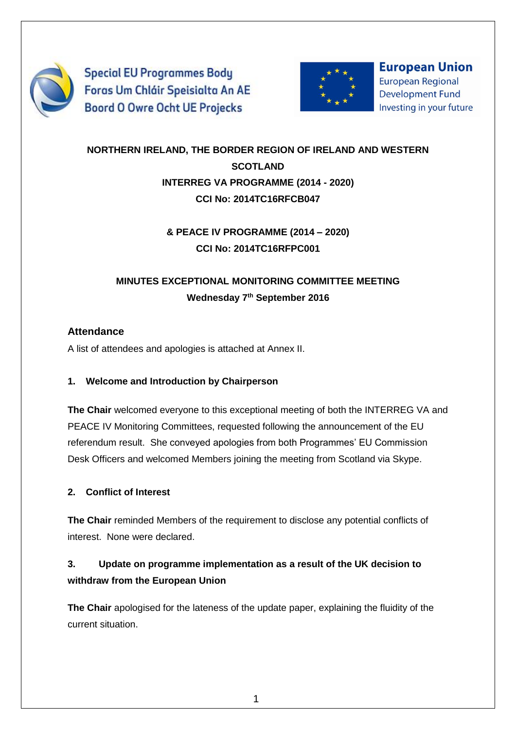Special EU Programmes Body
Foras Um Chláir Speisialta An AE
Boord O Owre Ocht UE Projecks

European Union
European Regional Development Fund
Investing in your future

**NORTHERN IRELAND, THE BORDER REGION OF IRELAND AND WESTERN SCOTLAND**
**INTERREG VA PROGRAMME (2014 - 2020)**
**CCI No: 2014TC16RFCB047**

**& PEACE IV PROGRAMME (2014 – 2020)**
**CCI No: 2014TC16RFPC001**

**MINUTES EXCEPTIONAL MONITORING COMMITTEE MEETING**
**Wednesday 7th September 2016**

## Attendance

A list of attendees and apologies is attached at Annex II.

### 1. Welcome and Introduction by Chairperson

**The Chair** welcomed everyone to this exceptional meeting of both the INTERREG VA and PEACE IV Monitoring Committees, requested following the announcement of the EU referendum result. She conveyed apologies from both Programmes' EU Commission Desk Officers and welcomed Members joining the meeting from Scotland via Skype.

### 2. Conflict of Interest

**The Chair** reminded Members of the requirement to disclose any potential conflicts of interest. None were declared.

### 3. Update on programme implementation as a result of the UK decision to withdraw from the European Union

**The Chair** apologised for the lateness of the update paper, explaining the fluidity of the current situation.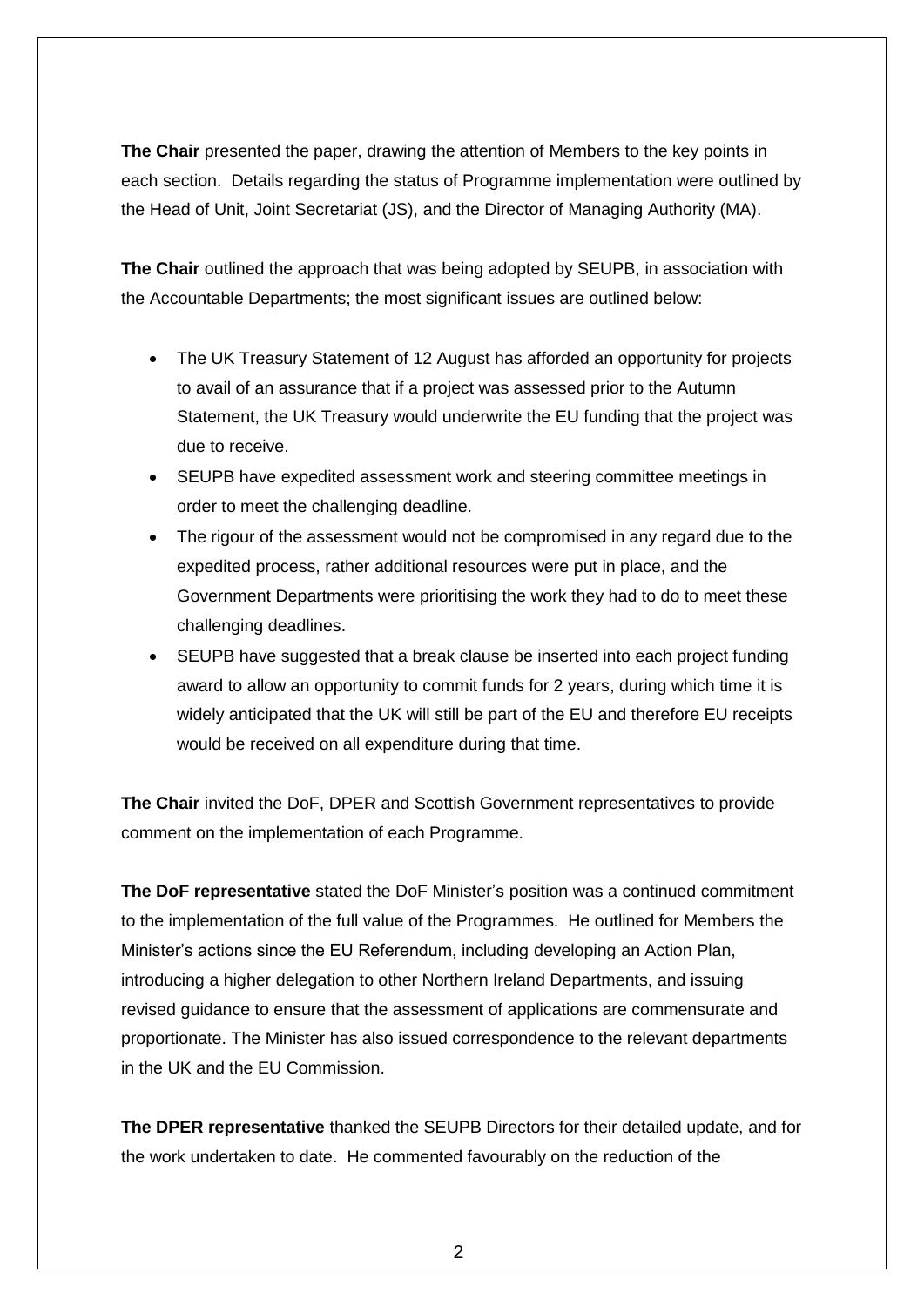**The Chair** presented the paper, drawing the attention of Members to the key points in each section. Details regarding the status of Programme implementation were outlined by the Head of Unit, Joint Secretariat (JS), and the Director of Managing Authority (MA).

**The Chair** outlined the approach that was being adopted by SEUPB, in association with the Accountable Departments; the most significant issues are outlined below:

- The UK Treasury Statement of 12 August has afforded an opportunity for projects to avail of an assurance that if a project was assessed prior to the Autumn Statement, the UK Treasury would underwrite the EU funding that the project was due to receive.
- SEUPB have expedited assessment work and steering committee meetings in order to meet the challenging deadline.
- The rigour of the assessment would not be compromised in any regard due to the expedited process, rather additional resources were put in place, and the Government Departments were prioritising the work they had to do to meet these challenging deadlines.
- SEUPB have suggested that a break clause be inserted into each project funding award to allow an opportunity to commit funds for 2 years, during which time it is widely anticipated that the UK will still be part of the EU and therefore EU receipts would be received on all expenditure during that time.

**The Chair** invited the DoF, DPER and Scottish Government representatives to provide comment on the implementation of each Programme.

**The DoF representative** stated the DoF Minister's position was a continued commitment to the implementation of the full value of the Programmes. He outlined for Members the Minister's actions since the EU Referendum, including developing an Action Plan, introducing a higher delegation to other Northern Ireland Departments, and issuing revised guidance to ensure that the assessment of applications are commensurate and proportionate. The Minister has also issued correspondence to the relevant departments in the UK and the EU Commission.

**The DPER representative** thanked the SEUPB Directors for their detailed update, and for the work undertaken to date. He commented favourably on the reduction of the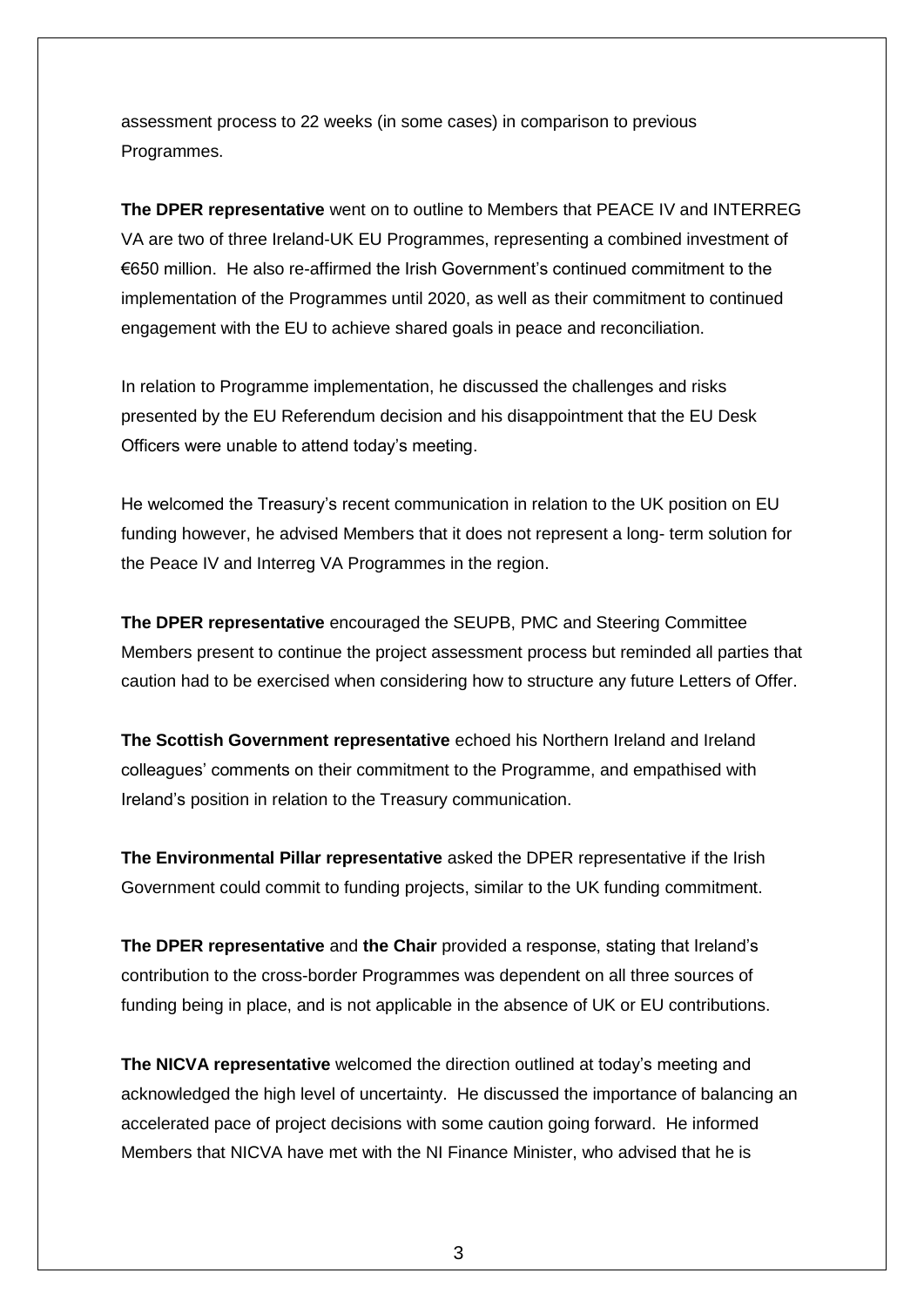assessment process to 22 weeks (in some cases) in comparison to previous Programmes.

**The DPER representative** went on to outline to Members that PEACE IV and INTERREG VA are two of three Ireland-UK EU Programmes, representing a combined investment of €650 million. He also re-affirmed the Irish Government's continued commitment to the implementation of the Programmes until 2020, as well as their commitment to continued engagement with the EU to achieve shared goals in peace and reconciliation.

In relation to Programme implementation, he discussed the challenges and risks presented by the EU Referendum decision and his disappointment that the EU Desk Officers were unable to attend today's meeting.

He welcomed the Treasury's recent communication in relation to the UK position on EU funding however, he advised Members that it does not represent a long- term solution for the Peace IV and Interreg VA Programmes in the region.

**The DPER representative** encouraged the SEUPB, PMC and Steering Committee Members present to continue the project assessment process but reminded all parties that caution had to be exercised when considering how to structure any future Letters of Offer.

**The Scottish Government representative** echoed his Northern Ireland and Ireland colleagues' comments on their commitment to the Programme, and empathised with Ireland's position in relation to the Treasury communication.

**The Environmental Pillar representative** asked the DPER representative if the Irish Government could commit to funding projects, similar to the UK funding commitment.

**The DPER representative** and **the Chair** provided a response, stating that Ireland's contribution to the cross-border Programmes was dependent on all three sources of funding being in place, and is not applicable in the absence of UK or EU contributions.

**The NICVA representative** welcomed the direction outlined at today's meeting and acknowledged the high level of uncertainty. He discussed the importance of balancing an accelerated pace of project decisions with some caution going forward. He informed Members that NICVA have met with the NI Finance Minister, who advised that he is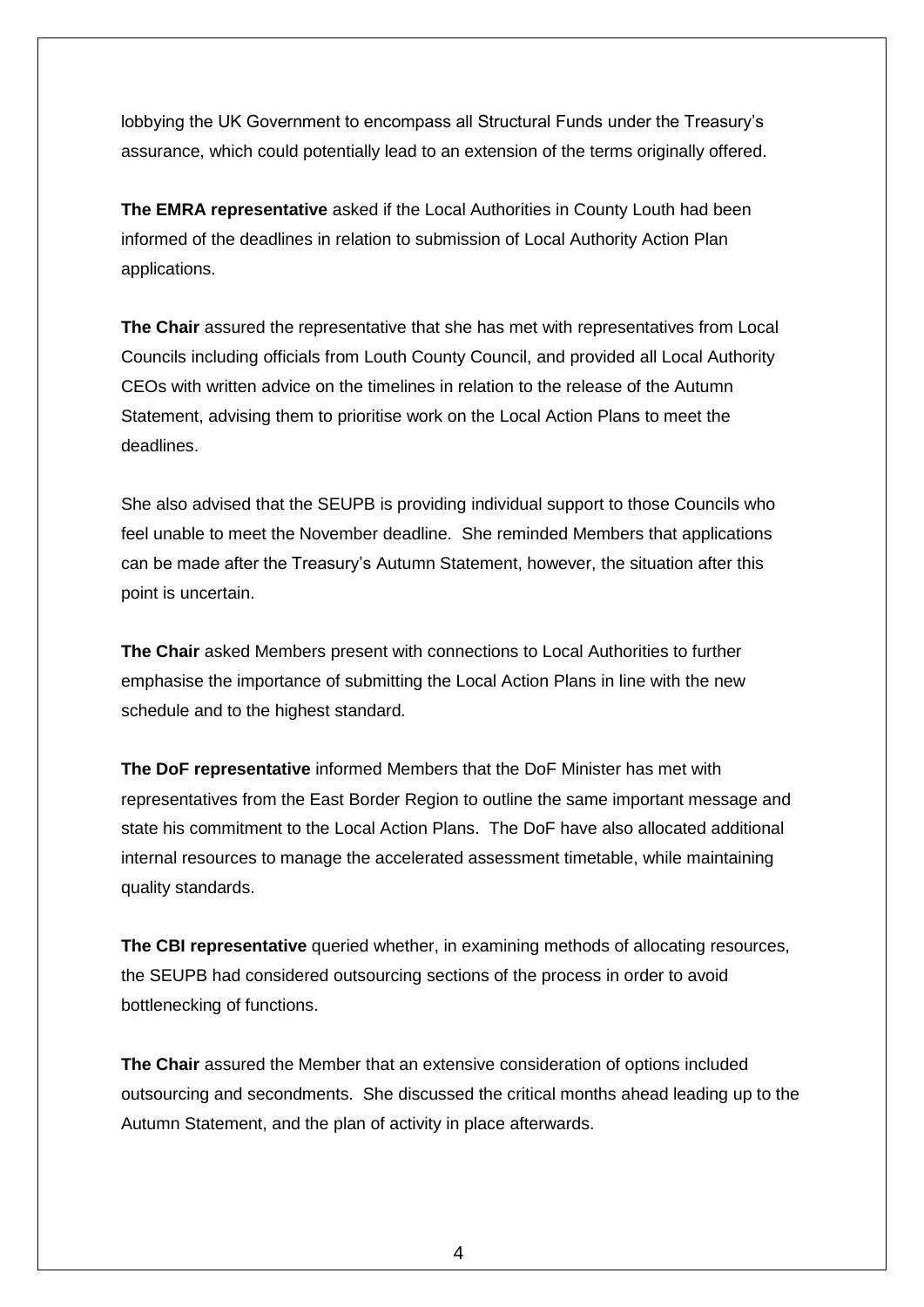lobbying the UK Government to encompass all Structural Funds under the Treasury's assurance, which could potentially lead to an extension of the terms originally offered.

**The EMRA representative** asked if the Local Authorities in County Louth had been informed of the deadlines in relation to submission of Local Authority Action Plan applications.

**The Chair** assured the representative that she has met with representatives from Local Councils including officials from Louth County Council, and provided all Local Authority CEOs with written advice on the timelines in relation to the release of the Autumn Statement, advising them to prioritise work on the Local Action Plans to meet the deadlines.

She also advised that the SEUPB is providing individual support to those Councils who feel unable to meet the November deadline. She reminded Members that applications can be made after the Treasury's Autumn Statement, however, the situation after this point is uncertain.

**The Chair** asked Members present with connections to Local Authorities to further emphasise the importance of submitting the Local Action Plans in line with the new schedule and to the highest standard.

**The DoF representative** informed Members that the DoF Minister has met with representatives from the East Border Region to outline the same important message and state his commitment to the Local Action Plans. The DoF have also allocated additional internal resources to manage the accelerated assessment timetable, while maintaining quality standards.

**The CBI representative** queried whether, in examining methods of allocating resources, the SEUPB had considered outsourcing sections of the process in order to avoid bottlenecking of functions.

**The Chair** assured the Member that an extensive consideration of options included outsourcing and secondments. She discussed the critical months ahead leading up to the Autumn Statement, and the plan of activity in place afterwards.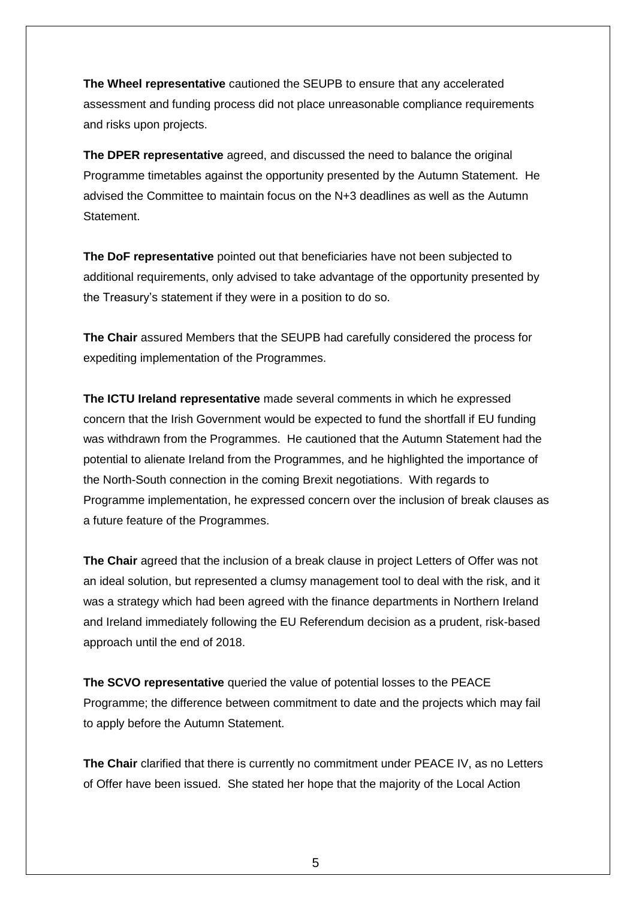**The Wheel representative** cautioned the SEUPB to ensure that any accelerated assessment and funding process did not place unreasonable compliance requirements and risks upon projects.

**The DPER representative** agreed, and discussed the need to balance the original Programme timetables against the opportunity presented by the Autumn Statement. He advised the Committee to maintain focus on the N+3 deadlines as well as the Autumn Statement.

**The DoF representative** pointed out that beneficiaries have not been subjected to additional requirements, only advised to take advantage of the opportunity presented by the Treasury's statement if they were in a position to do so.

**The Chair** assured Members that the SEUPB had carefully considered the process for expediting implementation of the Programmes.

**The ICTU Ireland representative** made several comments in which he expressed concern that the Irish Government would be expected to fund the shortfall if EU funding was withdrawn from the Programmes. He cautioned that the Autumn Statement had the potential to alienate Ireland from the Programmes, and he highlighted the importance of the North-South connection in the coming Brexit negotiations. With regards to Programme implementation, he expressed concern over the inclusion of break clauses as a future feature of the Programmes.

**The Chair** agreed that the inclusion of a break clause in project Letters of Offer was not an ideal solution, but represented a clumsy management tool to deal with the risk, and it was a strategy which had been agreed with the finance departments in Northern Ireland and Ireland immediately following the EU Referendum decision as a prudent, risk-based approach until the end of 2018.

**The SCVO representative** queried the value of potential losses to the PEACE Programme; the difference between commitment to date and the projects which may fail to apply before the Autumn Statement.

**The Chair** clarified that there is currently no commitment under PEACE IV, as no Letters of Offer have been issued. She stated her hope that the majority of the Local Action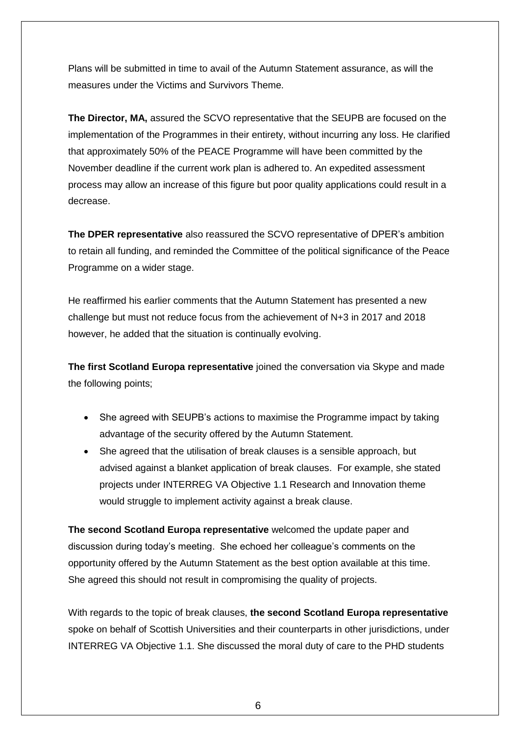Plans will be submitted in time to avail of the Autumn Statement assurance, as will the measures under the Victims and Survivors Theme.

**The Director, MA,** assured the SCVO representative that the SEUPB are focused on the implementation of the Programmes in their entirety, without incurring any loss. He clarified that approximately 50% of the PEACE Programme will have been committed by the November deadline if the current work plan is adhered to. An expedited assessment process may allow an increase of this figure but poor quality applications could result in a decrease.

**The DPER representative** also reassured the SCVO representative of DPER's ambition to retain all funding, and reminded the Committee of the political significance of the Peace Programme on a wider stage.

He reaffirmed his earlier comments that the Autumn Statement has presented a new challenge but must not reduce focus from the achievement of N+3 in 2017 and 2018 however, he added that the situation is continually evolving.

**The first Scotland Europa representative** joined the conversation via Skype and made the following points;

- She agreed with SEUPB's actions to maximise the Programme impact by taking advantage of the security offered by the Autumn Statement.
- She agreed that the utilisation of break clauses is a sensible approach, but advised against a blanket application of break clauses. For example, she stated projects under INTERREG VA Objective 1.1 Research and Innovation theme would struggle to implement activity against a break clause.

**The second Scotland Europa representative** welcomed the update paper and discussion during today's meeting. She echoed her colleague's comments on the opportunity offered by the Autumn Statement as the best option available at this time. She agreed this should not result in compromising the quality of projects.

With regards to the topic of break clauses, **the second Scotland Europa representative** spoke on behalf of Scottish Universities and their counterparts in other jurisdictions, under INTERREG VA Objective 1.1. She discussed the moral duty of care to the PHD students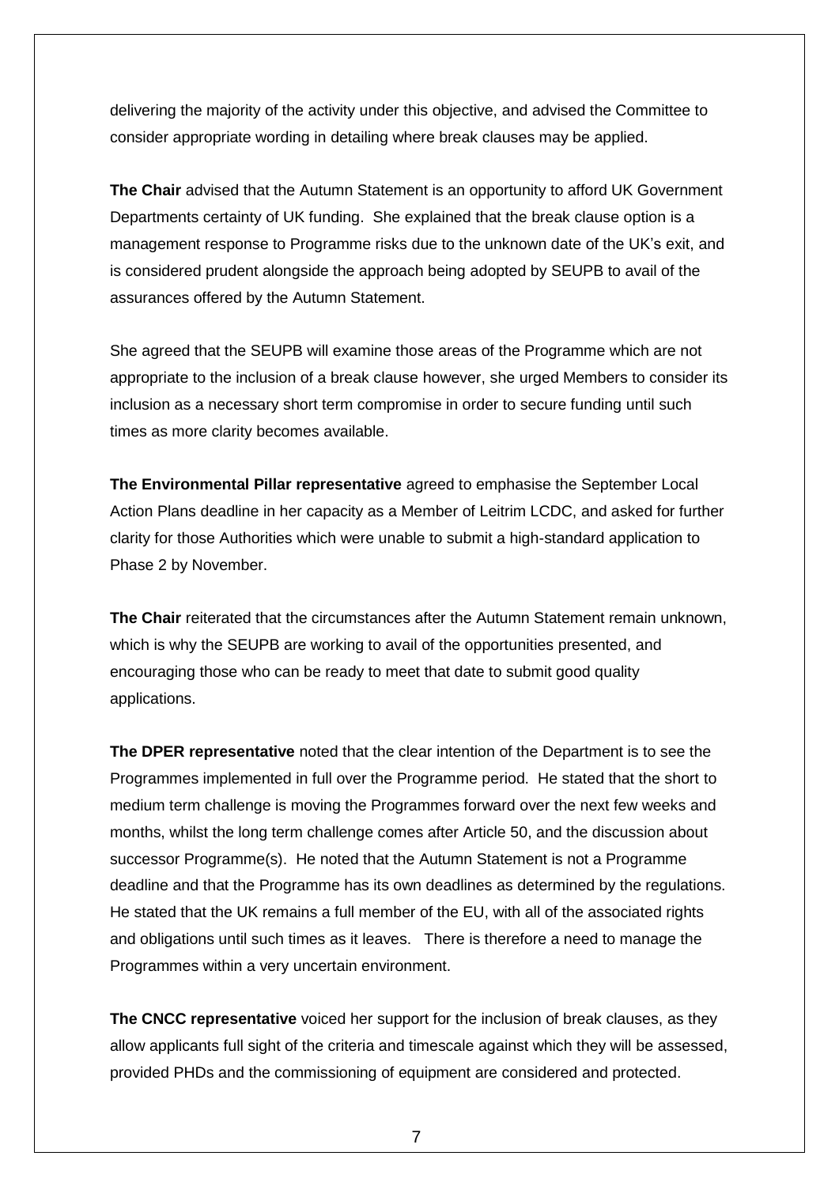delivering the majority of the activity under this objective, and advised the Committee to consider appropriate wording in detailing where break clauses may be applied.

**The Chair** advised that the Autumn Statement is an opportunity to afford UK Government Departments certainty of UK funding. She explained that the break clause option is a management response to Programme risks due to the unknown date of the UK's exit, and is considered prudent alongside the approach being adopted by SEUPB to avail of the assurances offered by the Autumn Statement.

She agreed that the SEUPB will examine those areas of the Programme which are not appropriate to the inclusion of a break clause however, she urged Members to consider its inclusion as a necessary short term compromise in order to secure funding until such times as more clarity becomes available.

**The Environmental Pillar representative** agreed to emphasise the September Local Action Plans deadline in her capacity as a Member of Leitrim LCDC, and asked for further clarity for those Authorities which were unable to submit a high-standard application to Phase 2 by November.

**The Chair** reiterated that the circumstances after the Autumn Statement remain unknown, which is why the SEUPB are working to avail of the opportunities presented, and encouraging those who can be ready to meet that date to submit good quality applications.

**The DPER representative** noted that the clear intention of the Department is to see the Programmes implemented in full over the Programme period. He stated that the short to medium term challenge is moving the Programmes forward over the next few weeks and months, whilst the long term challenge comes after Article 50, and the discussion about successor Programme(s). He noted that the Autumn Statement is not a Programme deadline and that the Programme has its own deadlines as determined by the regulations. He stated that the UK remains a full member of the EU, with all of the associated rights and obligations until such times as it leaves. There is therefore a need to manage the Programmes within a very uncertain environment.

**The CNCC representative** voiced her support for the inclusion of break clauses, as they allow applicants full sight of the criteria and timescale against which they will be assessed, provided PHDs and the commissioning of equipment are considered and protected.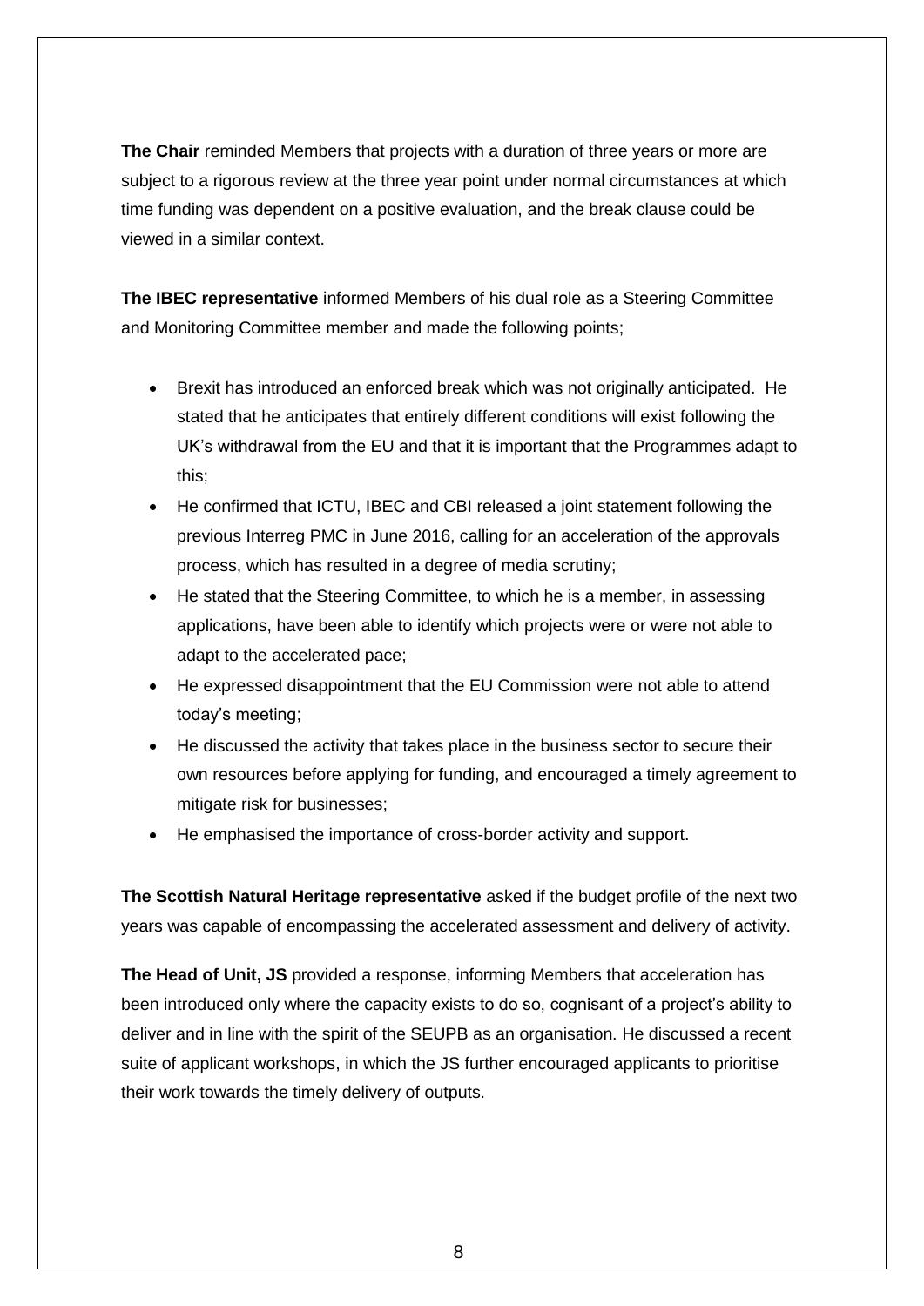**The Chair** reminded Members that projects with a duration of three years or more are subject to a rigorous review at the three year point under normal circumstances at which time funding was dependent on a positive evaluation, and the break clause could be viewed in a similar context.

**The IBEC representative** informed Members of his dual role as a Steering Committee and Monitoring Committee member and made the following points;

- Brexit has introduced an enforced break which was not originally anticipated. He stated that he anticipates that entirely different conditions will exist following the UK's withdrawal from the EU and that it is important that the Programmes adapt to this;
- He confirmed that ICTU, IBEC and CBI released a joint statement following the previous Interreg PMC in June 2016, calling for an acceleration of the approvals process, which has resulted in a degree of media scrutiny;
- He stated that the Steering Committee, to which he is a member, in assessing applications, have been able to identify which projects were or were not able to adapt to the accelerated pace;
- He expressed disappointment that the EU Commission were not able to attend today's meeting;
- He discussed the activity that takes place in the business sector to secure their own resources before applying for funding, and encouraged a timely agreement to mitigate risk for businesses;
- He emphasised the importance of cross-border activity and support.

**The Scottish Natural Heritage representative** asked if the budget profile of the next two years was capable of encompassing the accelerated assessment and delivery of activity.

**The Head of Unit, JS** provided a response, informing Members that acceleration has been introduced only where the capacity exists to do so, cognisant of a project's ability to deliver and in line with the spirit of the SEUPB as an organisation. He discussed a recent suite of applicant workshops, in which the JS further encouraged applicants to prioritise their work towards the timely delivery of outputs.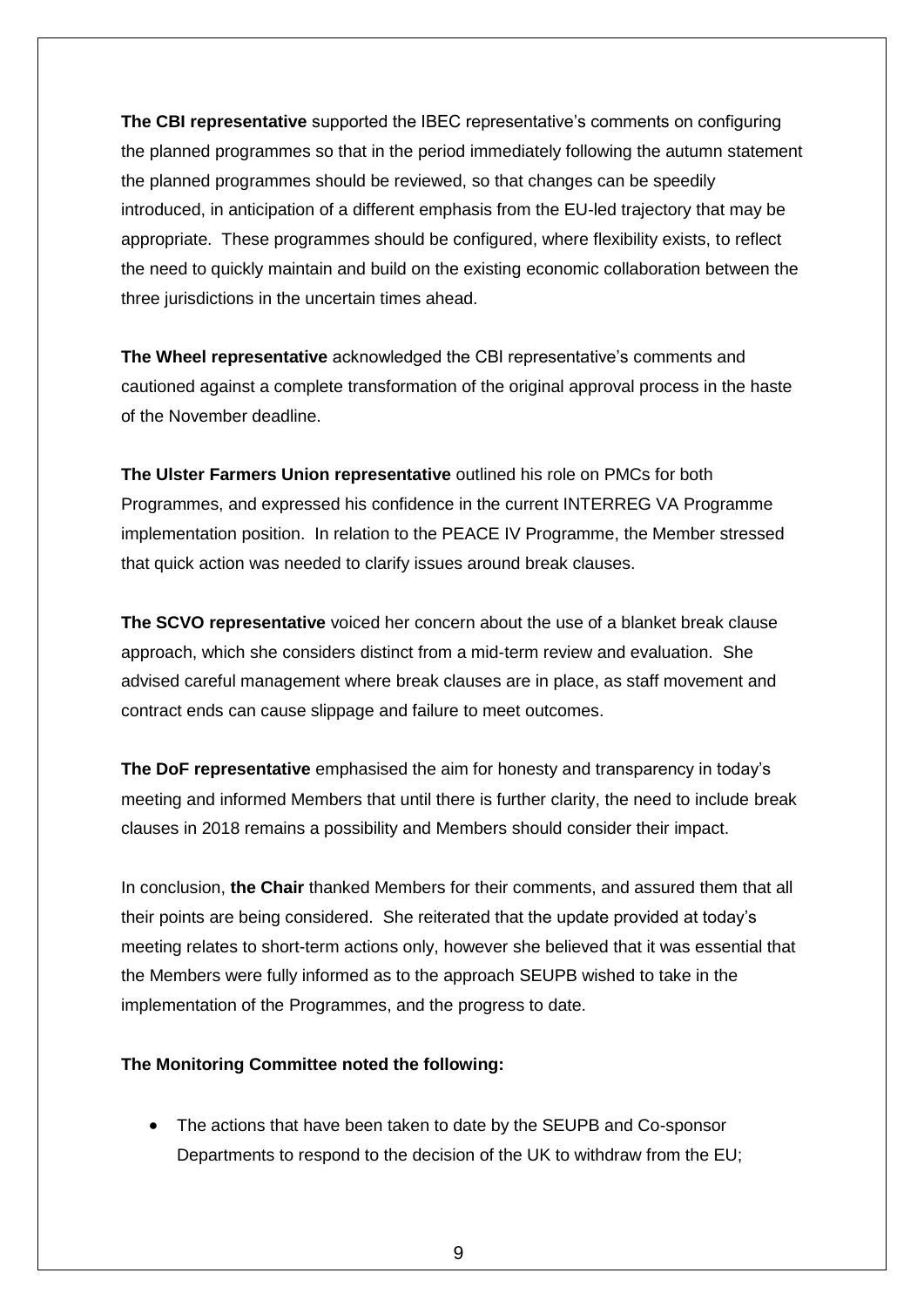**The CBI representative** supported the IBEC representative's comments on configuring the planned programmes so that in the period immediately following the autumn statement the planned programmes should be reviewed, so that changes can be speedily introduced, in anticipation of a different emphasis from the EU-led trajectory that may be appropriate. These programmes should be configured, where flexibility exists, to reflect the need to quickly maintain and build on the existing economic collaboration between the three jurisdictions in the uncertain times ahead.

**The Wheel representative** acknowledged the CBI representative's comments and cautioned against a complete transformation of the original approval process in the haste of the November deadline.

**The Ulster Farmers Union representative** outlined his role on PMCs for both Programmes, and expressed his confidence in the current INTERREG VA Programme implementation position. In relation to the PEACE IV Programme, the Member stressed that quick action was needed to clarify issues around break clauses.

**The SCVO representative** voiced her concern about the use of a blanket break clause approach, which she considers distinct from a mid-term review and evaluation. She advised careful management where break clauses are in place, as staff movement and contract ends can cause slippage and failure to meet outcomes.

**The DoF representative** emphasised the aim for honesty and transparency in today's meeting and informed Members that until there is further clarity, the need to include break clauses in 2018 remains a possibility and Members should consider their impact.

In conclusion, **the Chair** thanked Members for their comments, and assured them that all their points are being considered. She reiterated that the update provided at today's meeting relates to short-term actions only, however she believed that it was essential that the Members were fully informed as to the approach SEUPB wished to take in the implementation of the Programmes, and the progress to date.

**The Monitoring Committee noted the following:**

- The actions that have been taken to date by the SEUPB and Co-sponsor Departments to respond to the decision of the UK to withdraw from the EU;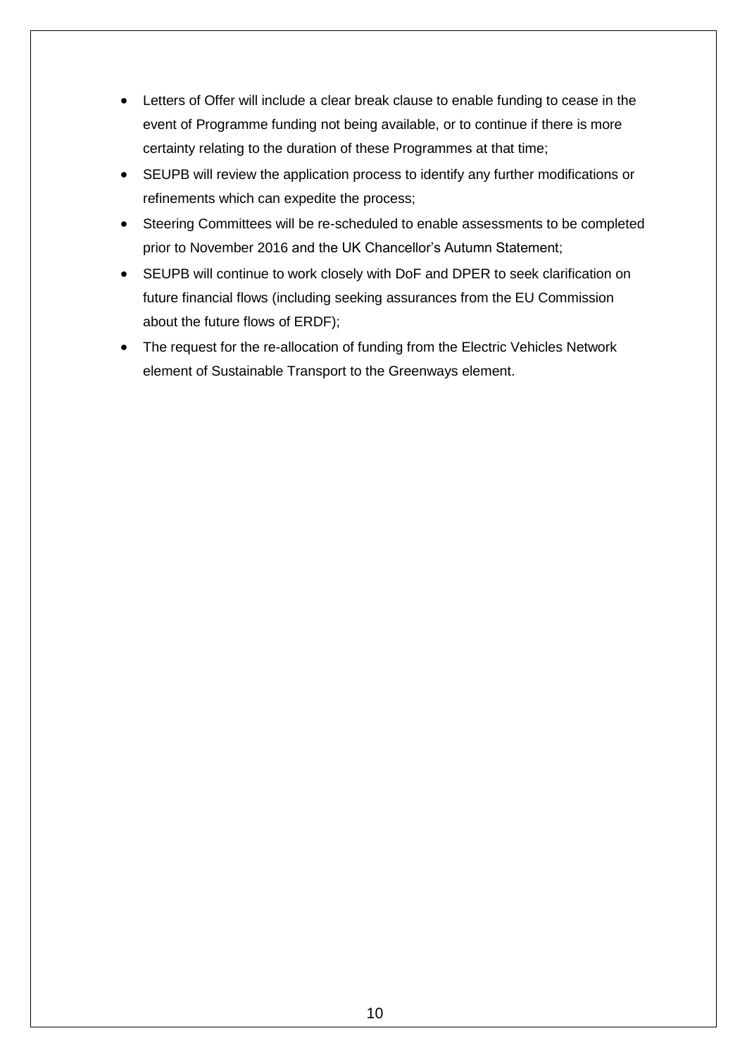- Letters of Offer will include a clear break clause to enable funding to cease in the event of Programme funding not being available, or to continue if there is more certainty relating to the duration of these Programmes at that time;
- SEUPB will review the application process to identify any further modifications or refinements which can expedite the process;
- Steering Committees will be re-scheduled to enable assessments to be completed prior to November 2016 and the UK Chancellor's Autumn Statement;
- SEUPB will continue to work closely with DoF and DPER to seek clarification on future financial flows (including seeking assurances from the EU Commission about the future flows of ERDF);
- The request for the re-allocation of funding from the Electric Vehicles Network element of Sustainable Transport to the Greenways element.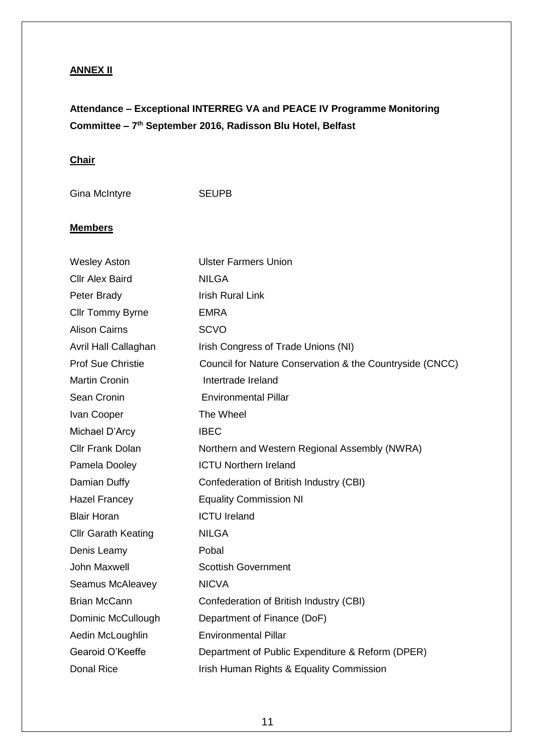**ANNEX II**

**Attendance – Exceptional INTERREG VA and PEACE IV Programme Monitoring Committee – 7th September 2016, Radisson Blu Hotel, Belfast**

**Chair**

| | |
|---|---|
| Gina McIntyre | SEUPB |

**Members**

| | |
|---|---|
| Wesley Aston | Ulster Farmers Union |
| Cllr Alex Baird | NILGA |
| Peter Brady | Irish Rural Link |
| Cllr Tommy Byrne | EMRA |
| Alison Cairns | SCVO |
| Avril Hall Callaghan | Irish Congress of Trade Unions (NI) |
| Prof Sue Christie | Council for Nature Conservation & the Countryside (CNCC) |
| Martin Cronin | Intertrade Ireland |
| Sean Cronin | Environmental Pillar |
| Ivan Cooper | The Wheel |
| Michael D'Arcy | IBEC |
| Cllr Frank Dolan | Northern and Western Regional Assembly (NWRA) |
| Pamela Dooley | ICTU Northern Ireland |
| Damian Duffy | Confederation of British Industry (CBI) |
| Hazel Francey | Equality Commission NI |
| Blair Horan | ICTU Ireland |
| Cllr Garath Keating | NILGA |
| Denis Leamy | Pobal |
| John Maxwell | Scottish Government |
| Seamus McAleavey | NICVA |
| Brian McCann | Confederation of British Industry (CBI) |
| Dominic McCullough | Department of Finance (DoF) |
| Aedin McLoughlin | Environmental Pillar |
| Gearoid O'Keeffe | Department of Public Expenditure & Reform (DPER) |
| Donal Rice | Irish Human Rights & Equality Commission |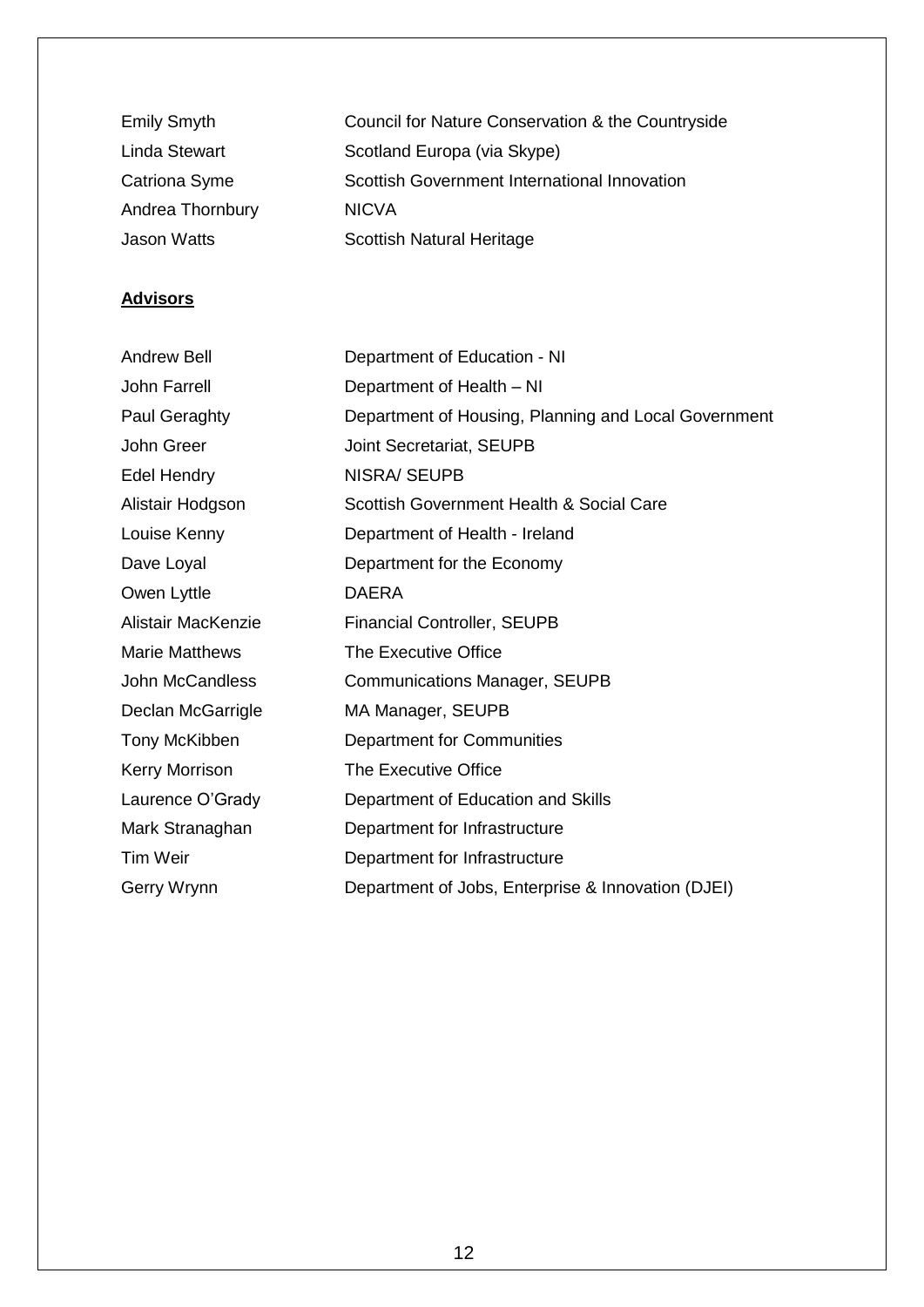| | |
|---|---|
| Emily Smyth | Council for Nature Conservation & the Countryside |
| Linda Stewart | Scotland Europa (via Skype) |
| Catriona Syme | Scottish Government International Innovation |
| Andrea Thornbury | NICVA |
| Jason Watts | Scottish Natural Heritage |

**Advisors**

| | |
|---|---|
| Andrew Bell | Department of Education - NI |
| John Farrell | Department of Health – NI |
| Paul Geraghty | Department of Housing, Planning and Local Government |
| John Greer | Joint Secretariat, SEUPB |
| Edel Hendry | NISRA/ SEUPB |
| Alistair Hodgson | Scottish Government Health & Social Care |
| Louise Kenny | Department of Health - Ireland |
| Dave Loyal | Department for the Economy |
| Owen Lyttle | DAERA |
| Alistair MacKenzie | Financial Controller, SEUPB |
| Marie Matthews | The Executive Office |
| John McCandless | Communications Manager, SEUPB |
| Declan McGarrigle | MA Manager, SEUPB |
| Tony McKibben | Department for Communities |
| Kerry Morrison | The Executive Office |
| Laurence O'Grady | Department of Education and Skills |
| Mark Stranaghan | Department for Infrastructure |
| Tim Weir | Department for Infrastructure |
| Gerry Wrynn | Department of Jobs, Enterprise & Innovation (DJEI) |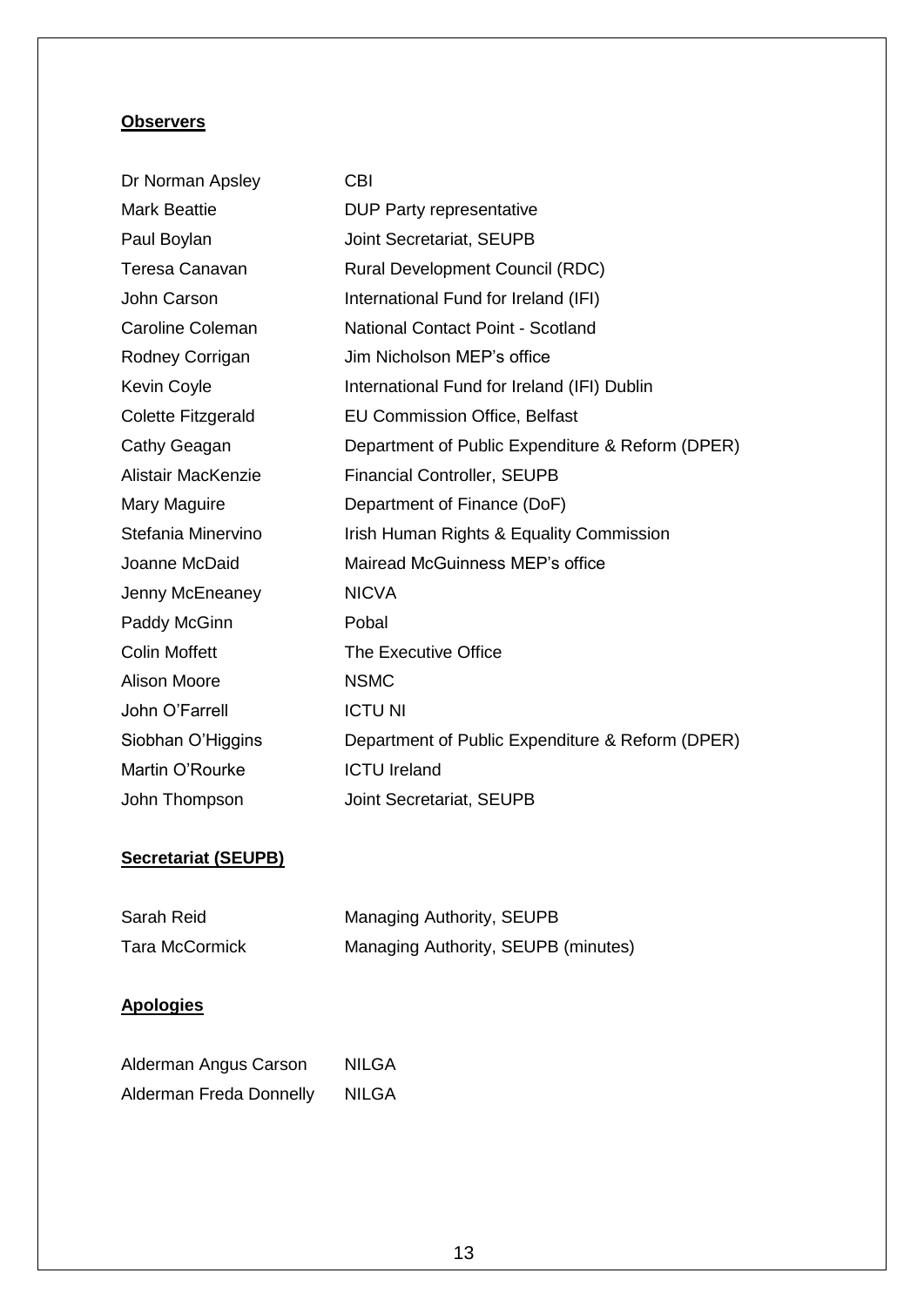**Observers**

| | |
|---|---|
| Dr Norman Apsley | CBI |
| Mark Beattie | DUP Party representative |
| Paul Boylan | Joint Secretariat, SEUPB |
| Teresa Canavan | Rural Development Council (RDC) |
| John Carson | International Fund for Ireland (IFI) |
| Caroline Coleman | National Contact Point - Scotland |
| Rodney Corrigan | Jim Nicholson MEP's office |
| Kevin Coyle | International Fund for Ireland (IFI) Dublin |
| Colette Fitzgerald | EU Commission Office, Belfast |
| Cathy Geagan | Department of Public Expenditure & Reform (DPER) |
| Alistair MacKenzie | Financial Controller, SEUPB |
| Mary Maguire | Department of Finance (DoF) |
| Stefania Minervino | Irish Human Rights & Equality Commission |
| Joanne McDaid | Mairead McGuinness MEP's office |
| Jenny McEneaney | NICVA |
| Paddy McGinn | Pobal |
| Colin Moffett | The Executive Office |
| Alison Moore | NSMC |
| John O'Farrell | ICTU NI |
| Siobhan O'Higgins | Department of Public Expenditure & Reform (DPER) |
| Martin O'Rourke | ICTU Ireland |
| John Thompson | Joint Secretariat, SEUPB |

**Secretariat (SEUPB)**

| | |
|---|---|
| Sarah Reid | Managing Authority, SEUPB |
| Tara McCormick | Managing Authority, SEUPB (minutes) |

**Apologies**

| | |
|---|---|
| Alderman Angus Carson | NILGA |
| Alderman Freda Donnelly | NILGA |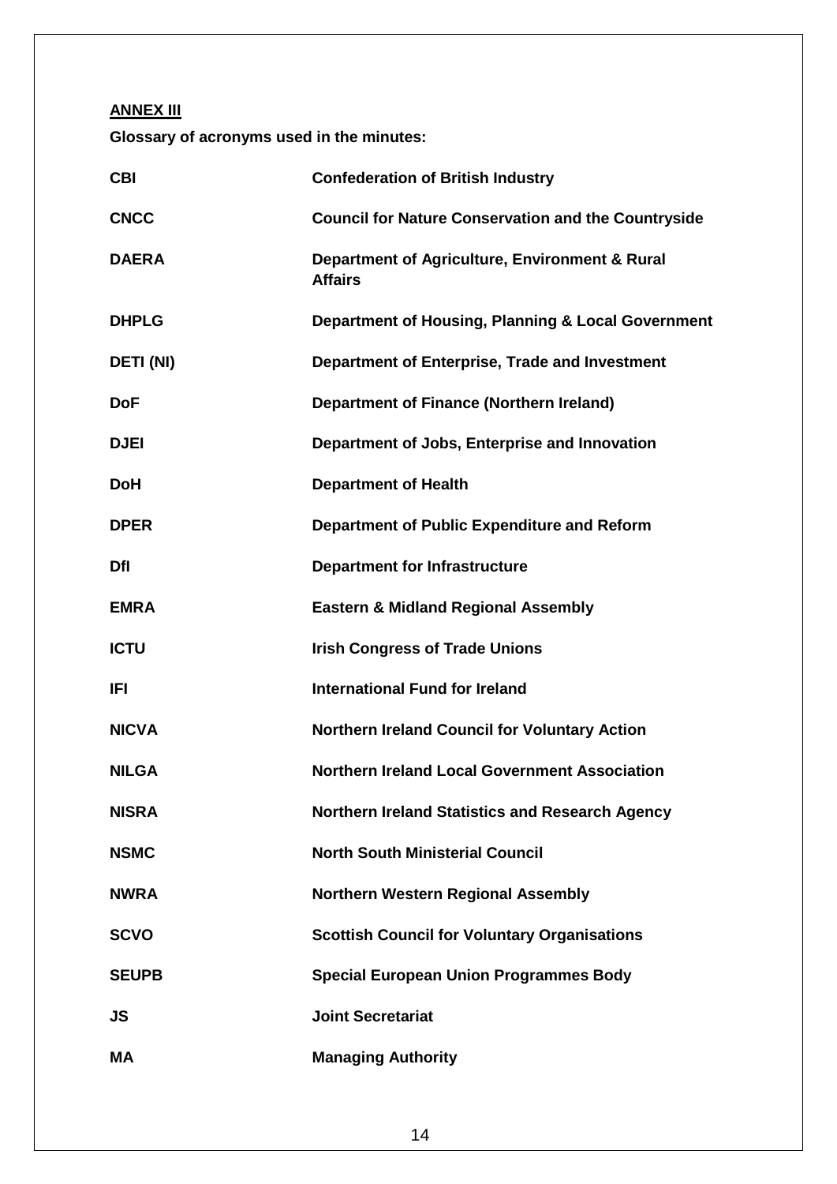**ANNEX III**

**Glossary of acronyms used in the minutes:**

| | |
|---|---|
| **CBI** | **Confederation of British Industry** |
| **CNCC** | **Council for Nature Conservation and the Countryside** |
| **DAERA** | **Department of Agriculture, Environment & Rural Affairs** |
| **DHPLG** | **Department of Housing, Planning & Local Government** |
| **DETI (NI)** | **Department of Enterprise, Trade and Investment** |
| **DoF** | **Department of Finance (Northern Ireland)** |
| **DJEI** | **Department of Jobs, Enterprise and Innovation** |
| **DoH** | **Department of Health** |
| **DPER** | **Department of Public Expenditure and Reform** |
| **DfI** | **Department for Infrastructure** |
| **EMRA** | **Eastern & Midland Regional Assembly** |
| **ICTU** | **Irish Congress of Trade Unions** |
| **IFI** | **International Fund for Ireland** |
| **NICVA** | **Northern Ireland Council for Voluntary Action** |
| **NILGA** | **Northern Ireland Local Government Association** |
| **NISRA** | **Northern Ireland Statistics and Research Agency** |
| **NSMC** | **North South Ministerial Council** |
| **NWRA** | **Northern Western Regional Assembly** |
| **SCVO** | **Scottish Council for Voluntary Organisations** |
| **SEUPB** | **Special European Union Programmes Body** |
| **JS** | **Joint Secretariat** |
| **MA** | **Managing Authority** |